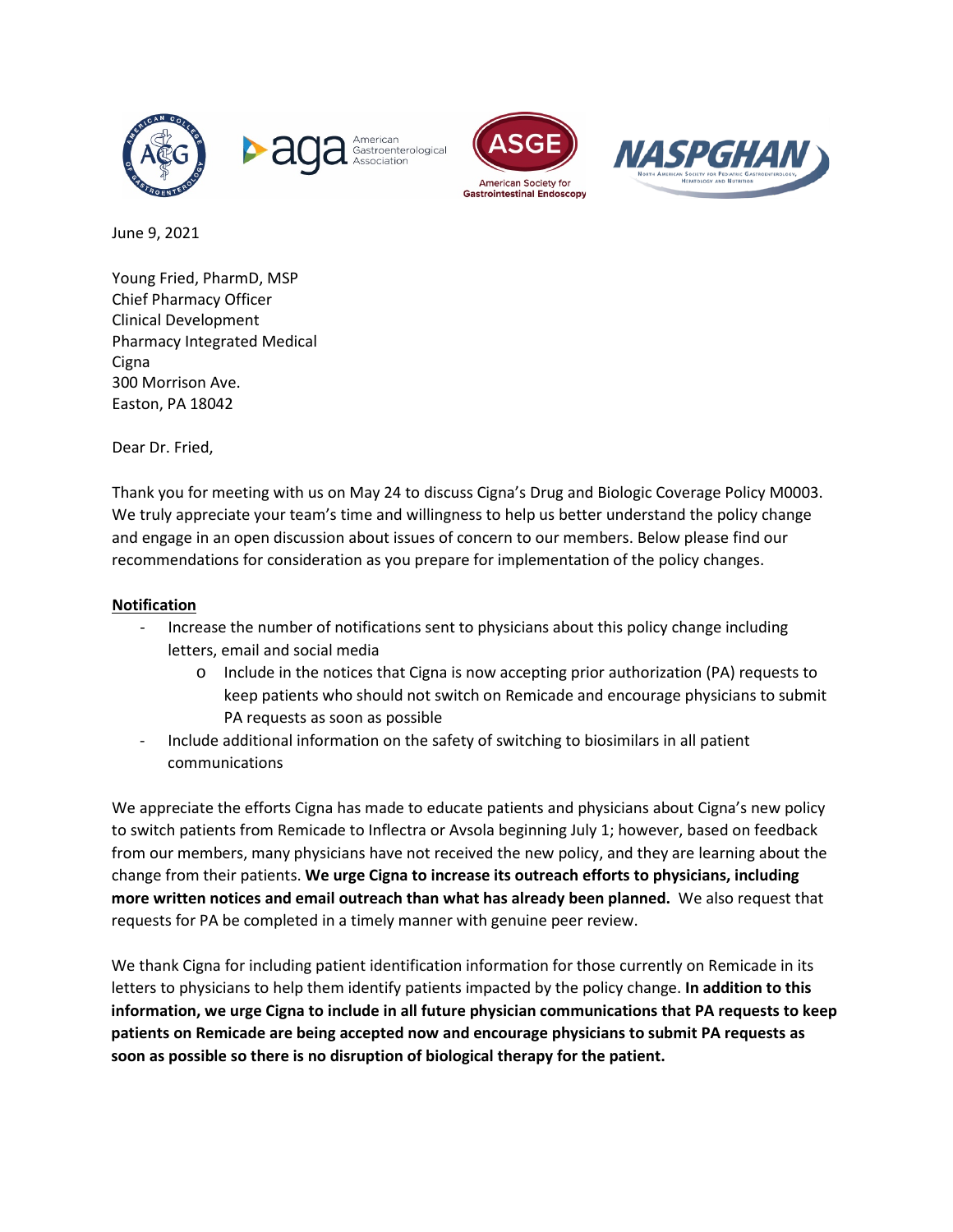June 9, 2021

Young Fried, PharmD, MSP
Chief Pharmacy Officer
Clinical Development
Pharmacy Integrated Medical
Cigna
300 Morrison Ave.
Easton, PA 18042

Dear Dr. Fried,

Thank you for meeting with us on May 24 to discuss Cigna's Drug and Biologic Coverage Policy M0003. We truly appreciate your team's time and willingness to help us better understand the policy change and engage in an open discussion about issues of concern to our members. Below please find our recommendations for consideration as you prepare for implementation of the policy changes.

**<u>Notification</u>**

- Increase the number of notifications sent to physicians about this policy change including letters, email and social media
    - Include in the notices that Cigna is now accepting prior authorization (PA) requests to keep patients who should not switch on Remicade and encourage physicians to submit PA requests as soon as possible
- Include additional information on the safety of switching to biosimilars in all patient communications

We appreciate the efforts Cigna has made to educate patients and physicians about Cigna's new policy to switch patients from Remicade to Inflectra or Avsola beginning July 1; however, based on feedback from our members, many physicians have not received the new policy, and they are learning about the change from their patients. **We urge Cigna to increase its outreach efforts to physicians, including more written notices and email outreach than what has already been planned.** We also request that requests for PA be completed in a timely manner with genuine peer review.

We thank Cigna for including patient identification information for those currently on Remicade in its letters to physicians to help them identify patients impacted by the policy change. **In addition to this information, we urge Cigna to include in all future physician communications that PA requests to keep patients on Remicade are being accepted now and encourage physicians to submit PA requests as soon as possible so there is no disruption of biological therapy for the patient.**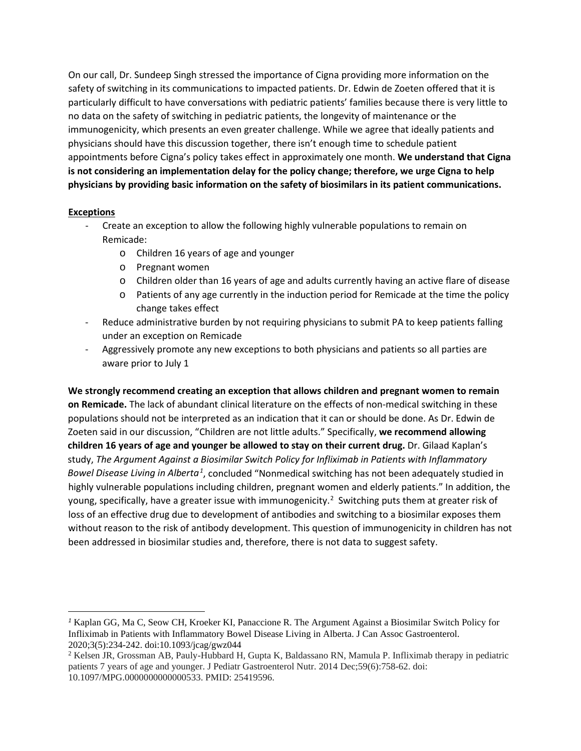On our call, Dr. Sundeep Singh stressed the importance of Cigna providing more information on the safety of switching in its communications to impacted patients. Dr. Edwin de Zoeten offered that it is particularly difficult to have conversations with pediatric patients' families because there is very little to no data on the safety of switching in pediatric patients, the longevity of maintenance or the immunogenicity, which presents an even greater challenge. While we agree that ideally patients and physicians should have this discussion together, there isn't enough time to schedule patient appointments before Cigna's policy takes effect in approximately one month. **We understand that Cigna is not considering an implementation delay for the policy change; therefore, we urge Cigna to help physicians by providing basic information on the safety of biosimilars in its patient communications.**

**Exceptions**

- Create an exception to allow the following highly vulnerable populations to remain on Remicade:
  - Children 16 years of age and younger
  - Pregnant women
  - Children older than 16 years of age and adults currently having an active flare of disease
  - Patients of any age currently in the induction period for Remicade at the time the policy change takes effect
- Reduce administrative burden by not requiring physicians to submit PA to keep patients falling under an exception on Remicade
- Aggressively promote any new exceptions to both physicians and patients so all parties are aware prior to July 1

**We strongly recommend creating an exception that allows children and pregnant women to remain on Remicade.** The lack of abundant clinical literature on the effects of non-medical switching in these populations should not be interpreted as an indication that it can or should be done. As Dr. Edwin de Zoeten said in our discussion, "Children are not little adults." Specifically, **we recommend allowing children 16 years of age and younger be allowed to stay on their current drug.** Dr. Gilaad Kaplan's study, *The Argument Against a Biosimilar Switch Policy for Infliximab in Patients with Inflammatory Bowel Disease Living in Alberta*[1], concluded "Nonmedical switching has not been adequately studied in highly vulnerable populations including children, pregnant women and elderly patients." In addition, the young, specifically, have a greater issue with immunogenicity.[2] Switching puts them at greater risk of loss of an effective drug due to development of antibodies and switching to a biosimilar exposes them without reason to the risk of antibody development. This question of immunogenicity in children has not been addressed in biosimilar studies and, therefore, there is not data to suggest safety.

---

[1] Kaplan GG, Ma C, Seow CH, Kroeker KI, Panaccione R. The Argument Against a Biosimilar Switch Policy for Infliximab in Patients with Inflammatory Bowel Disease Living in Alberta. J Can Assoc Gastroenterol. 2020;3(5):234-242. doi:10.1093/jcag/gwz044

[2] Kelsen JR, Grossman AB, Pauly-Hubbard H, Gupta K, Baldassano RN, Mamula P. Infliximab therapy in pediatric patients 7 years of age and younger. J Pediatr Gastroenterol Nutr. 2014 Dec;59(6):758-62. doi: 10.1097/MPG.0000000000000533. PMID: 25419596.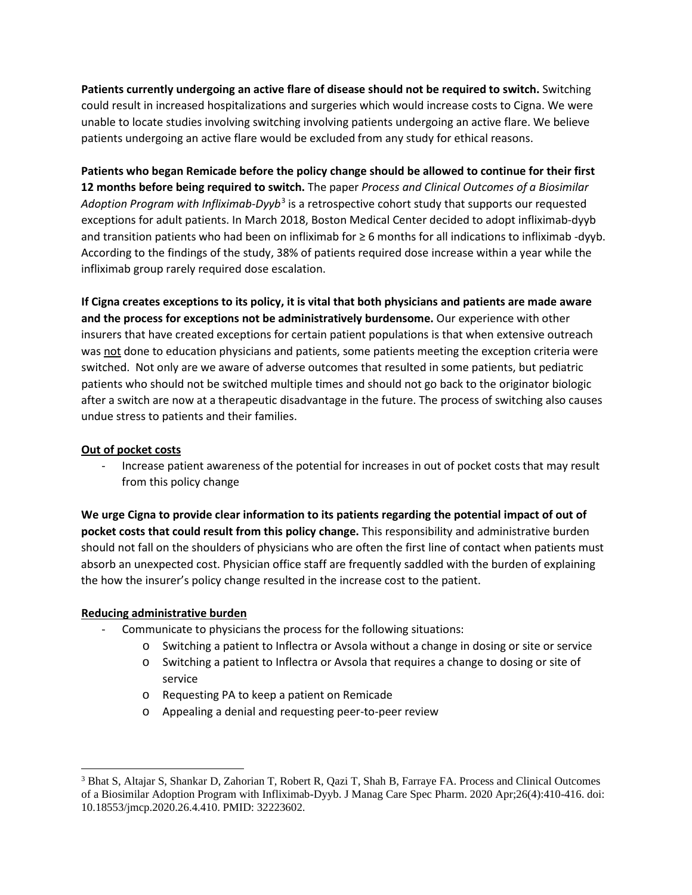**Patients currently undergoing an active flare of disease should not be required to switch.** Switching could result in increased hospitalizations and surgeries which would increase costs to Cigna. We were unable to locate studies involving switching involving patients undergoing an active flare. We believe patients undergoing an active flare would be excluded from any study for ethical reasons.

**Patients who began Remicade before the policy change should be allowed to continue for their first 12 months before being required to switch.** The paper *Process and Clinical Outcomes of a Biosimilar Adoption Program with Infliximab-Dyyb*[3] is a retrospective cohort study that supports our requested exceptions for adult patients. In March 2018, Boston Medical Center decided to adopt infliximab-dyyb and transition patients who had been on infliximab for ≥ 6 months for all indications to infliximab -dyyb. According to the findings of the study, 38% of patients required dose increase within a year while the infliximab group rarely required dose escalation.

**If Cigna creates exceptions to its policy, it is vital that both physicians and patients are made aware and the process for exceptions not be administratively burdensome.** Our experience with other insurers that have created exceptions for certain patient populations is that when extensive outreach was <u>not</u> done to education physicians and patients, some patients meeting the exception criteria were switched. Not only are we aware of adverse outcomes that resulted in some patients, but pediatric patients who should not be switched multiple times and should not go back to the originator biologic after a switch are now at a therapeutic disadvantage in the future. The process of switching also causes undue stress to patients and their families.

<u>**Out of pocket costs**</u>

- Increase patient awareness of the potential for increases in out of pocket costs that may result from this policy change

**We urge Cigna to provide clear information to its patients regarding the potential impact of out of pocket costs that could result from this policy change.** This responsibility and administrative burden should not fall on the shoulders of physicians who are often the first line of contact when patients must absorb an unexpected cost. Physician office staff are frequently saddled with the burden of explaining the how the insurer's policy change resulted in the increase cost to the patient.

<u>**Reducing administrative burden**</u>

- Communicate to physicians the process for the following situations:
    - Switching a patient to Inflectra or Avsola without a change in dosing or site or service
    - Switching a patient to Inflectra or Avsola that requires a change to dosing or site of service
    - Requesting PA to keep a patient on Remicade
    - Appealing a denial and requesting peer-to-peer review

---

[3] Bhat S, Altajar S, Shankar D, Zahorian T, Robert R, Qazi T, Shah B, Farraye FA. Process and Clinical Outcomes of a Biosimilar Adoption Program with Infliximab-Dyyb. J Manag Care Spec Pharm. 2020 Apr;26(4):410-416. doi: 10.18553/jmcp.2020.26.4.410. PMID: 32223602.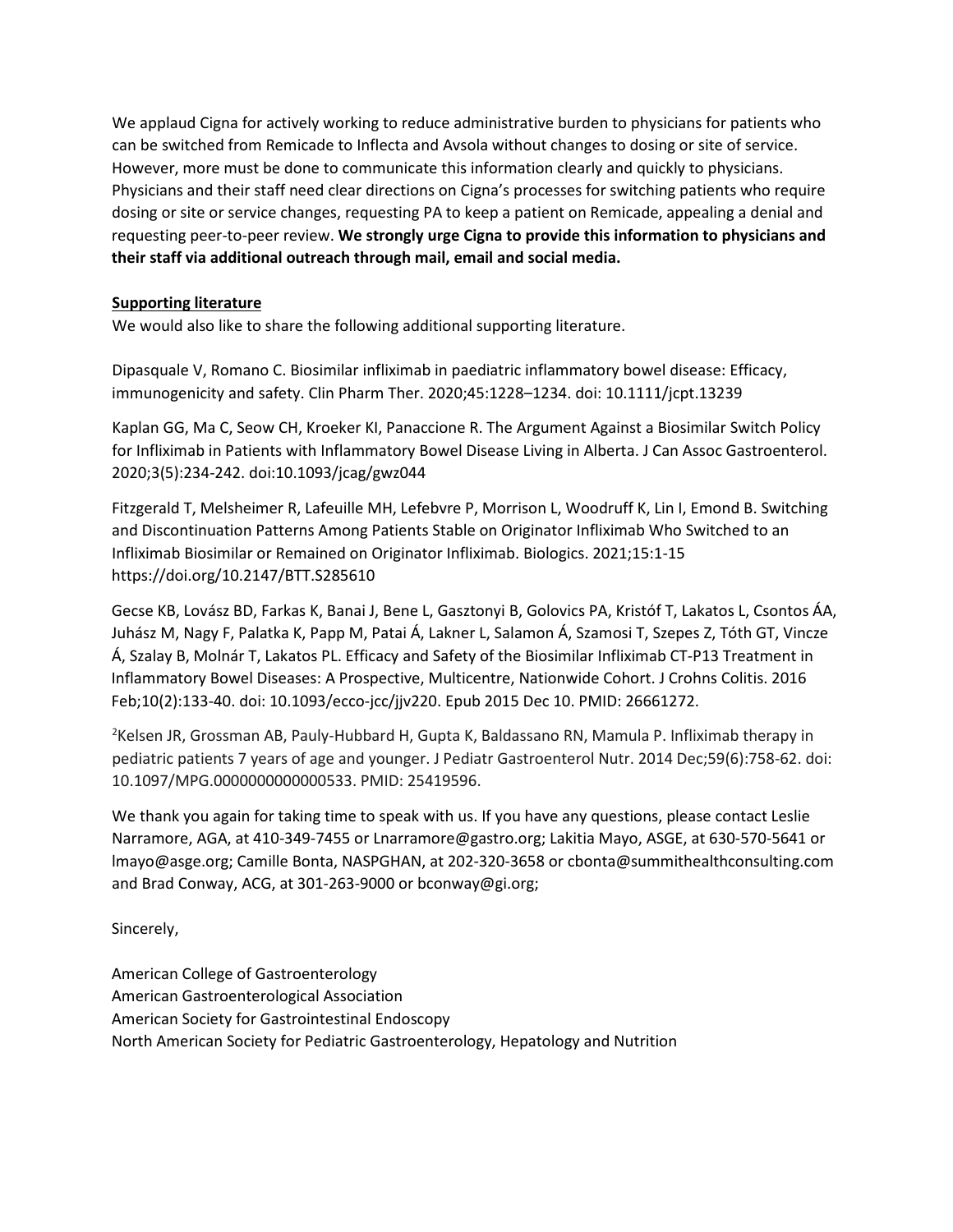We applaud Cigna for actively working to reduce administrative burden to physicians for patients who can be switched from Remicade to Inflecta and Avsola without changes to dosing or site of service. However, more must be done to communicate this information clearly and quickly to physicians. Physicians and their staff need clear directions on Cigna's processes for switching patients who require dosing or site or service changes, requesting PA to keep a patient on Remicade, appealing a denial and requesting peer-to-peer review. **We strongly urge Cigna to provide this information to physicians and their staff via additional outreach through mail, email and social media.**

**Supporting literature**

We would also like to share the following additional supporting literature.

Dipasquale V, Romano C. Biosimilar infliximab in paediatric inflammatory bowel disease: Efficacy, immunogenicity and safety. Clin Pharm Ther. 2020;45:1228–1234. doi: 10.1111/jcpt.13239

Kaplan GG, Ma C, Seow CH, Kroeker KI, Panaccione R. The Argument Against a Biosimilar Switch Policy for Infliximab in Patients with Inflammatory Bowel Disease Living in Alberta. J Can Assoc Gastroenterol. 2020;3(5):234-242. doi:10.1093/jcag/gwz044

Fitzgerald T, Melsheimer R, Lafeuille MH, Lefebvre P, Morrison L, Woodruff K, Lin I, Emond B. Switching and Discontinuation Patterns Among Patients Stable on Originator Infliximab Who Switched to an Infliximab Biosimilar or Remained on Originator Infliximab. Biologics. 2021;15:1-15 https://doi.org/10.2147/BTT.S285610

Gecse KB, Lovász BD, Farkas K, Banai J, Bene L, Gasztonyi B, Golovics PA, Kristóf T, Lakatos L, Csontos ÁA, Juhász M, Nagy F, Palatka K, Papp M, Patai Á, Lakner L, Salamon Á, Szamosi T, Szepes Z, Tóth GT, Vincze Á, Szalay B, Molnár T, Lakatos PL. Efficacy and Safety of the Biosimilar Infliximab CT-P13 Treatment in Inflammatory Bowel Diseases: A Prospective, Multicentre, Nationwide Cohort. J Crohns Colitis. 2016 Feb;10(2):133-40. doi: 10.1093/ecco-jcc/jjv220. Epub 2015 Dec 10. PMID: 26661272.

[2]Kelsen JR, Grossman AB, Pauly-Hubbard H, Gupta K, Baldassano RN, Mamula P. Infliximab therapy in pediatric patients 7 years of age and younger. J Pediatr Gastroenterol Nutr. 2014 Dec;59(6):758-62. doi: 10.1097/MPG.0000000000000533. PMID: 25419596.

We thank you again for taking time to speak with us. If you have any questions, please contact Leslie Narramore, AGA, at 410-349-7455 or Lnarramore@gastro.org; Lakitia Mayo, ASGE, at 630-570-5641 or lmayo@asge.org; Camille Bonta, NASPGHAN, at 202-320-3658 or cbonta@summithealthconsulting.com and Brad Conway, ACG, at 301-263-9000 or bconway@gi.org;

Sincerely,

American College of Gastroenterology
American Gastroenterological Association
American Society for Gastrointestinal Endoscopy
North American Society for Pediatric Gastroenterology, Hepatology and Nutrition